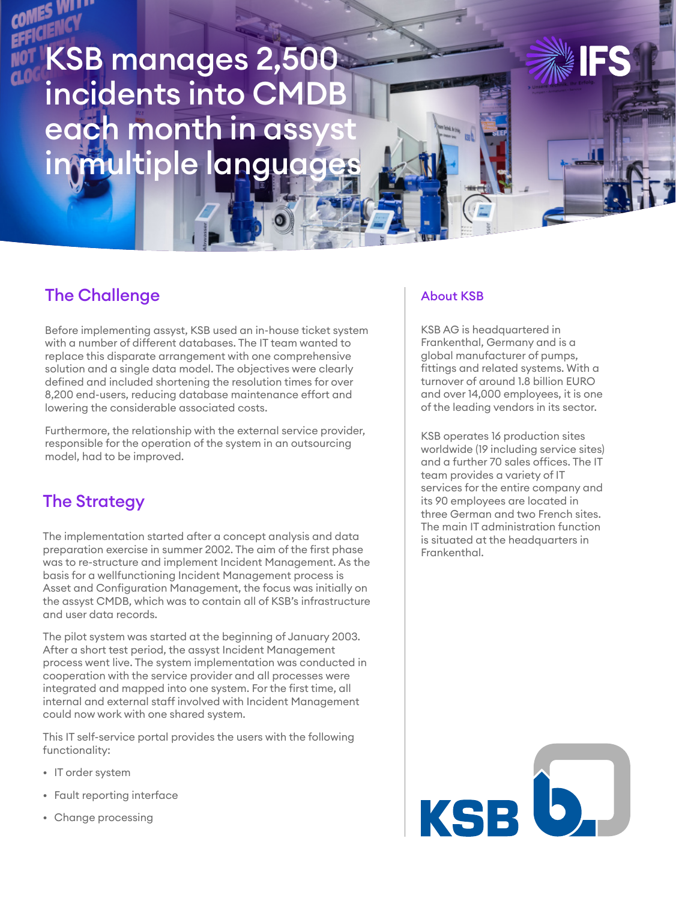# KSB manages 2,500 incidents into CMDB each month in assyst in multiple languages

## The Challenge

Before implementing assyst, KSB used an in-house ticket system with a number of different databases. The IT team wanted to replace this disparate arrangement with one comprehensive solution and a single data model. The objectives were clearly defined and included shortening the resolution times for over 8,200 end-users, reducing database maintenance effort and lowering the considerable associated costs.

Furthermore, the relationship with the external service provider, responsible for the operation of the system in an outsourcing model, had to be improved.

## The Strategy

The implementation started after a concept analysis and data preparation exercise in summer 2002. The aim of the first phase was to re-structure and implement Incident Management. As the basis for a wellfunctioning Incident Management process is Asset and Configuration Management, the focus was initially on the assyst CMDB, which was to contain all of KSB's infrastructure and user data records.

The pilot system was started at the beginning of January 2003. After a short test period, the assyst Incident Management process went live. The system implementation was conducted in cooperation with the service provider and all processes were integrated and mapped into one system. For the first time, all internal and external staff involved with Incident Management could now work with one shared system.

This IT self-service portal provides the users with the following functionality:

- IT order system
- Fault reporting interface
- Change processing

### About KSB

KSB AG is headquartered in Frankenthal, Germany and is a global manufacturer of pumps, fittings and related systems. With a turnover of around 1.8 billion EURO and over 14,000 employees, it is one of the leading vendors in its sector.

KSB operates 16 production sites worldwide (19 including service sites) and a further 70 sales offices. The IT team provides a variety of IT services for the entire company and its 90 employees are located in three German and two French sites. The main IT administration function is situated at the headquarters in Frankenthal.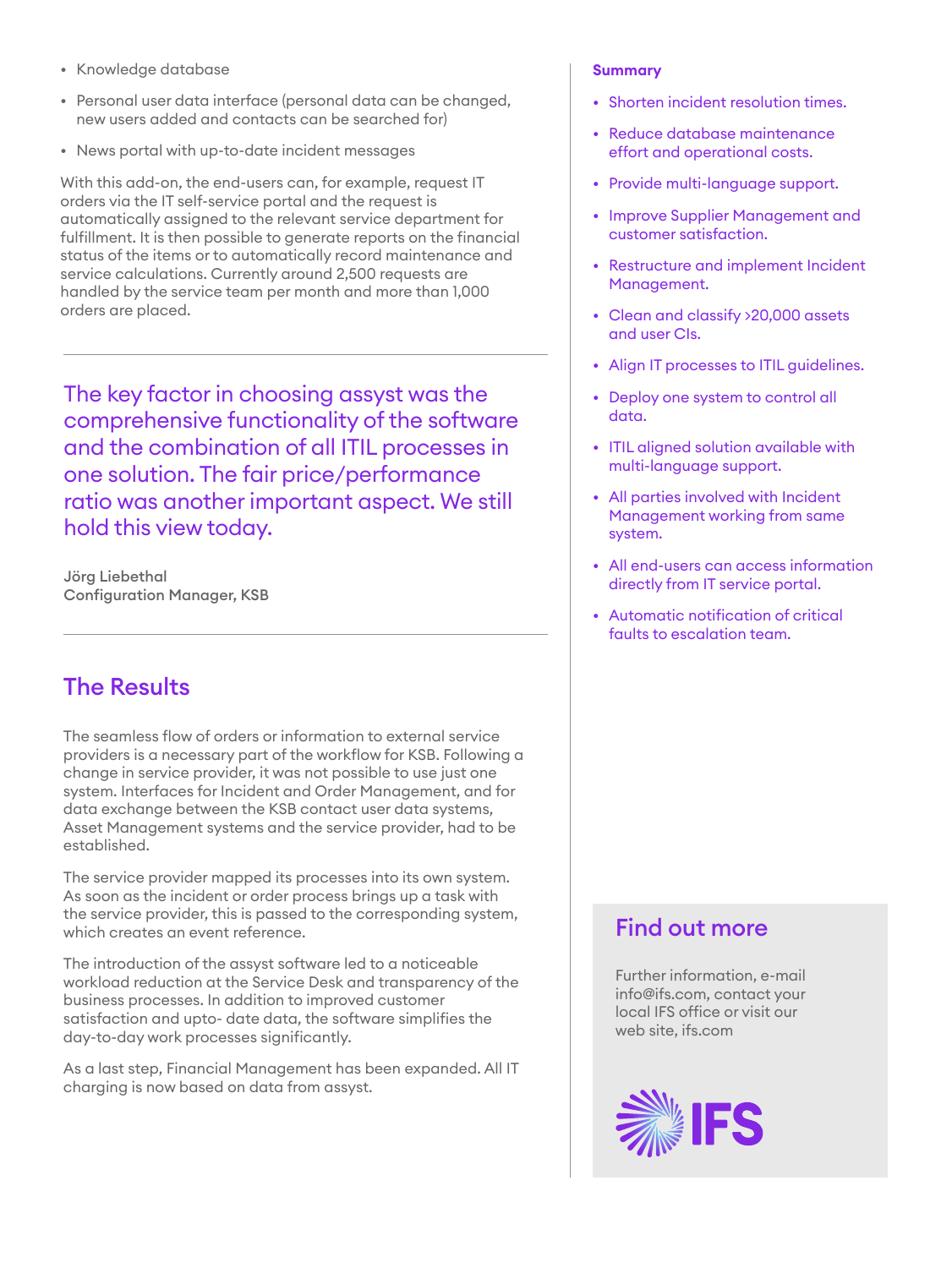- Knowledge database
- Personal user data interface (personal data can be changed, new users added and contacts can be searched for)
- News portal with up-to-date incident messages

With this add-on, the end-users can, for example, request IT orders via the IT self-service portal and the request is automatically assigned to the relevant service department for fulfillment. It is then possible to generate reports on the financial status of the items or to automatically record maintenance and service calculations. Currently around 2,500 requests are handled by the service team per month and more than 1,000 orders are placed.

> The key factor in choosing assyst was the comprehensive functionality of the software and the combination of all ITIL processes in one solution. The fair price/performance ratio was another important aspect. We still hold this view today.
>
> **Jörg Liebethal**
> **Configuration Manager, KSB**

## The Results

The seamless flow of orders or information to external service providers is a necessary part of the workflow for KSB. Following a change in service provider, it was not possible to use just one system. Interfaces for Incident and Order Management, and for data exchange between the KSB contact user data systems, Asset Management systems and the service provider, had to be established.

The service provider mapped its processes into its own system. As soon as the incident or order process brings up a task with the service provider, this is passed to the corresponding system, which creates an event reference.

The introduction of the assyst software led to a noticeable workload reduction at the Service Desk and transparency of the business processes. In addition to improved customer satisfaction and upto- date data, the software simplifies the day-to-day work processes significantly.

As a last step, Financial Management has been expanded. All IT charging is now based on data from assyst.

**Summary**

- Shorten incident resolution times.
- Reduce database maintenance effort and operational costs.
- Provide multi-language support.
- Improve Supplier Management and customer satisfaction.
- Restructure and implement Incident Management.
- Clean and classify >20,000 assets and user CIs.
- Align IT processes to ITIL guidelines.
- Deploy one system to control all data.
- ITIL aligned solution available with multi-language support.
- All parties involved with Incident Management working from same system.
- All end-users can access information directly from IT service portal.
- Automatic notification of critical faults to escalation team.

## Find out more

Further information, e-mail info@ifs.com, contact your local IFS office or visit our web site, ifs.com

IFS